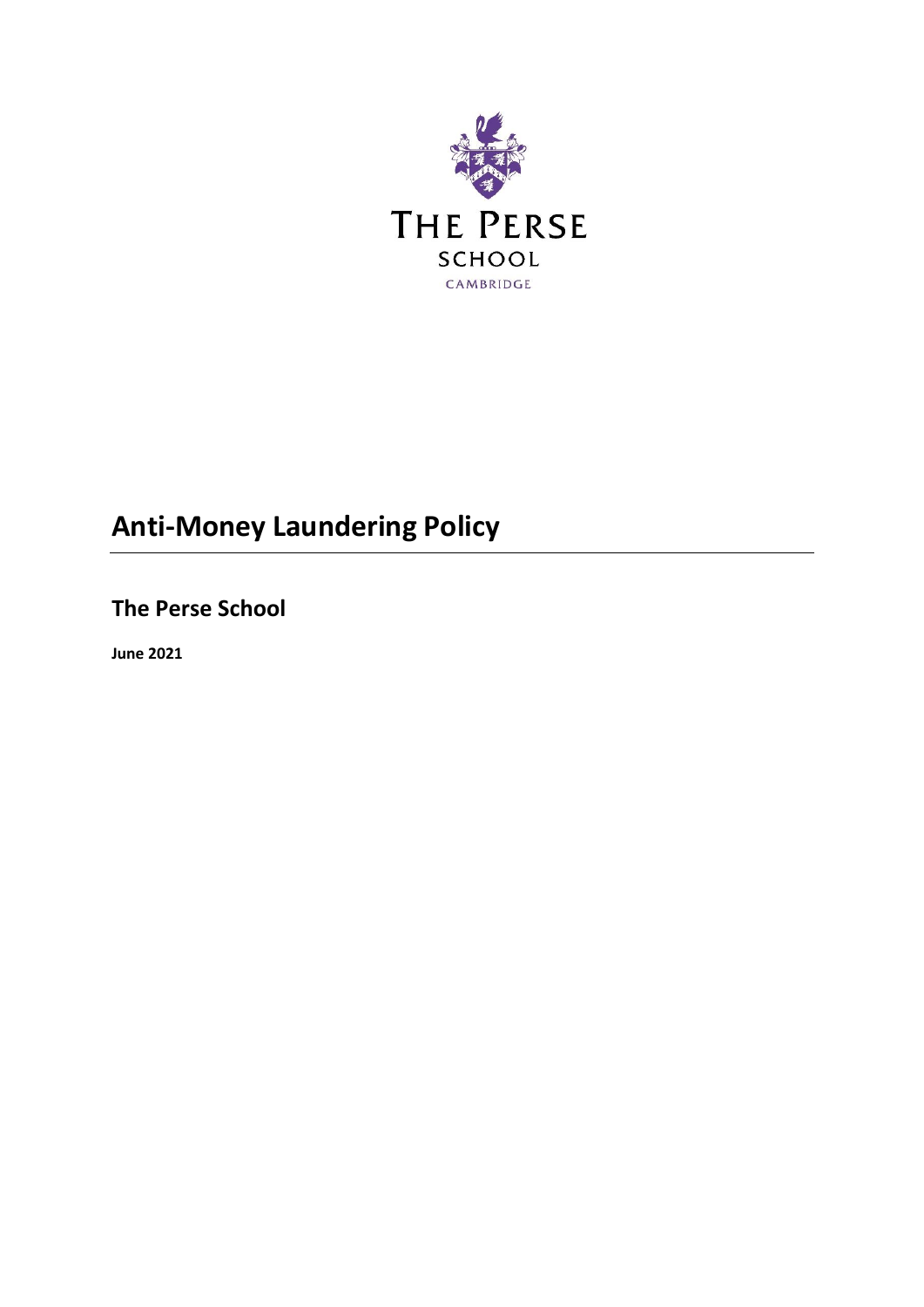THE PERSE

SCHOOL

CAMBRIDGE

# Anti-Money Laundering Policy

## The Perse School

**June 2021**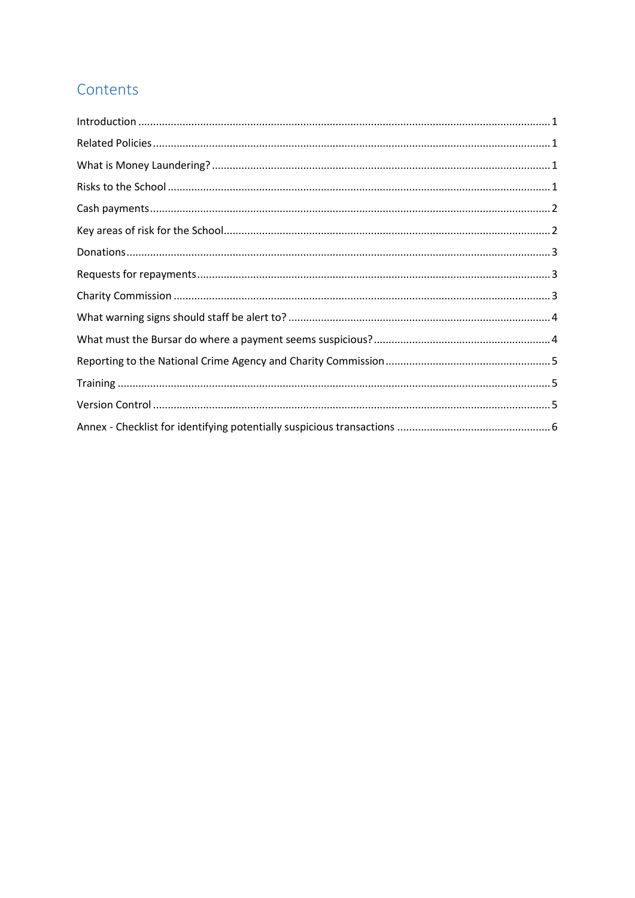# Contents

Introduction ........................................................................................................................................ 1
Related Policies ................................................................................................................................... 1
What is Money Laundering? ................................................................................................................. 1
Risks to the School ............................................................................................................................... 1
Cash payments ..................................................................................................................................... 2
Key areas of risk for the School ............................................................................................................ 2
Donations ............................................................................................................................................. 3
Requests for repayments ..................................................................................................................... 3
Charity Commission ............................................................................................................................. 3
What warning signs should staff be alert to? ...................................................................................... 4
What must the Bursar do where a payment seems suspicious? .......................................................... 4
Reporting to the National Crime Agency and Charity Commission ...................................................... 5
Training ................................................................................................................................................ 5
Version Control .................................................................................................................................... 5
Annex - Checklist for identifying potentially suspicious transactions .................................................. 6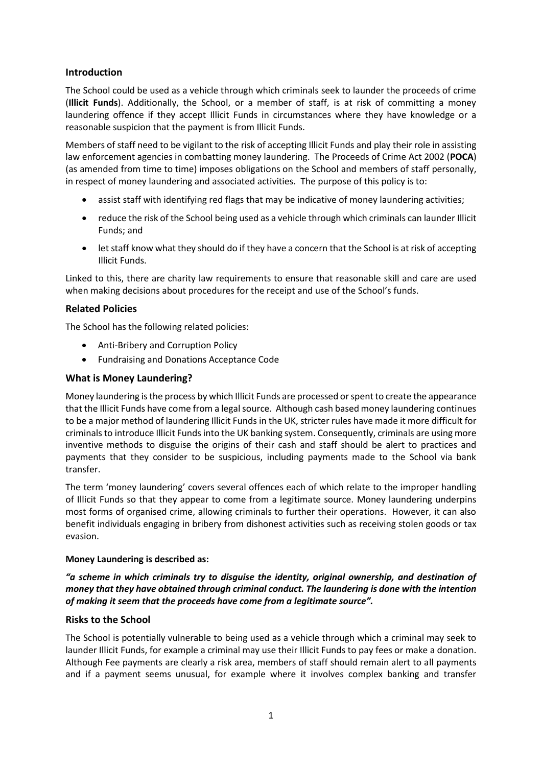## Introduction

The School could be used as a vehicle through which criminals seek to launder the proceeds of crime (**Illicit Funds**). Additionally, the School, or a member of staff, is at risk of committing a money laundering offence if they accept Illicit Funds in circumstances where they have knowledge or a reasonable suspicion that the payment is from Illicit Funds.

Members of staff need to be vigilant to the risk of accepting Illicit Funds and play their role in assisting law enforcement agencies in combatting money laundering. The Proceeds of Crime Act 2002 (**POCA**) (as amended from time to time) imposes obligations on the School and members of staff personally, in respect of money laundering and associated activities. The purpose of this policy is to:

- assist staff with identifying red flags that may be indicative of money laundering activities;
- reduce the risk of the School being used as a vehicle through which criminals can launder Illicit Funds; and
- let staff know what they should do if they have a concern that the School is at risk of accepting Illicit Funds.

Linked to this, there are charity law requirements to ensure that reasonable skill and care are used when making decisions about procedures for the receipt and use of the School's funds.

## Related Policies

The School has the following related policies:

- Anti-Bribery and Corruption Policy
- Fundraising and Donations Acceptance Code

## What is Money Laundering?

Money laundering is the process by which Illicit Funds are processed or spent to create the appearance that the Illicit Funds have come from a legal source. Although cash based money laundering continues to be a major method of laundering Illicit Funds in the UK, stricter rules have made it more difficult for criminals to introduce Illicit Funds into the UK banking system. Consequently, criminals are using more inventive methods to disguise the origins of their cash and staff should be alert to practices and payments that they consider to be suspicious, including payments made to the School via bank transfer.

The term 'money laundering' covers several offences each of which relate to the improper handling of Illicit Funds so that they appear to come from a legitimate source. Money laundering underpins most forms of organised crime, allowing criminals to further their operations. However, it can also benefit individuals engaging in bribery from dishonest activities such as receiving stolen goods or tax evasion.

**Money Laundering is described as:**

***"a scheme in which criminals try to disguise the identity, original ownership, and destination of money that they have obtained through criminal conduct. The laundering is done with the intention of making it seem that the proceeds have come from a legitimate source".***

## Risks to the School

The School is potentially vulnerable to being used as a vehicle through which a criminal may seek to launder Illicit Funds, for example a criminal may use their Illicit Funds to pay fees or make a donation. Although Fee payments are clearly a risk area, members of staff should remain alert to all payments and if a payment seems unusual, for example where it involves complex banking and transfer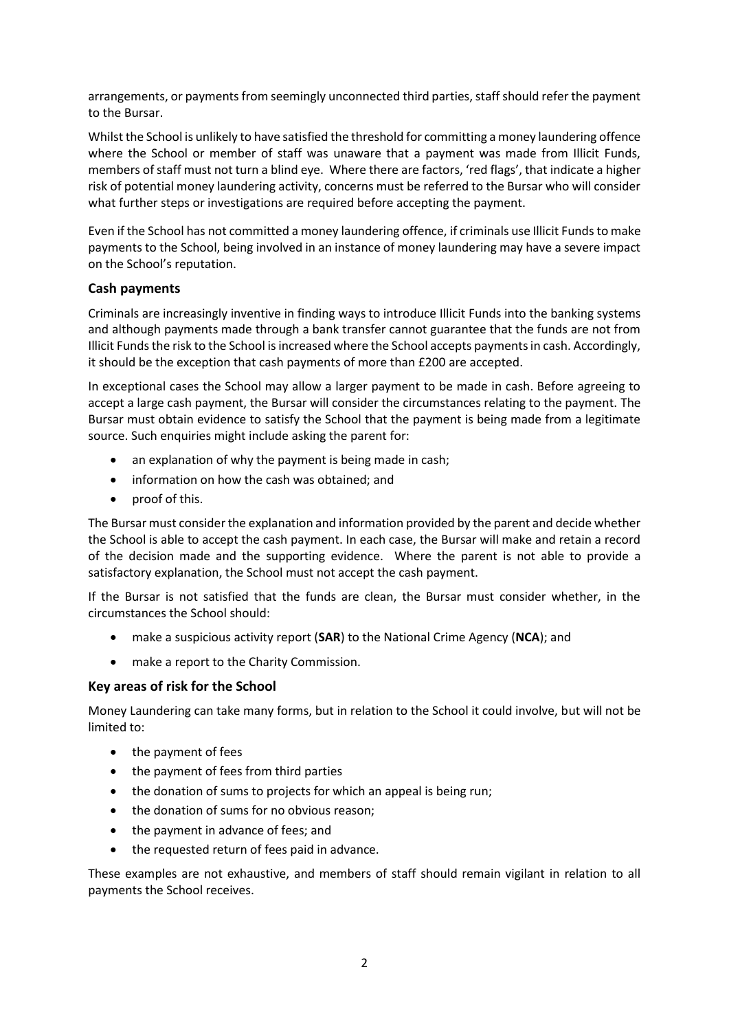arrangements, or payments from seemingly unconnected third parties, staff should refer the payment to the Bursar.

Whilst the School is unlikely to have satisfied the threshold for committing a money laundering offence where the School or member of staff was unaware that a payment was made from Illicit Funds, members of staff must not turn a blind eye. Where there are factors, 'red flags', that indicate a higher risk of potential money laundering activity, concerns must be referred to the Bursar who will consider what further steps or investigations are required before accepting the payment.

Even if the School has not committed a money laundering offence, if criminals use Illicit Funds to make payments to the School, being involved in an instance of money laundering may have a severe impact on the School's reputation.

### Cash payments

Criminals are increasingly inventive in finding ways to introduce Illicit Funds into the banking systems and although payments made through a bank transfer cannot guarantee that the funds are not from Illicit Funds the risk to the School is increased where the School accepts payments in cash. Accordingly, it should be the exception that cash payments of more than £200 are accepted.

In exceptional cases the School may allow a larger payment to be made in cash. Before agreeing to accept a large cash payment, the Bursar will consider the circumstances relating to the payment. The Bursar must obtain evidence to satisfy the School that the payment is being made from a legitimate source. Such enquiries might include asking the parent for:

- an explanation of why the payment is being made in cash;
- information on how the cash was obtained; and
- proof of this.

The Bursar must consider the explanation and information provided by the parent and decide whether the School is able to accept the cash payment. In each case, the Bursar will make and retain a record of the decision made and the supporting evidence. Where the parent is not able to provide a satisfactory explanation, the School must not accept the cash payment.

If the Bursar is not satisfied that the funds are clean, the Bursar must consider whether, in the circumstances the School should:

- make a suspicious activity report (**SAR**) to the National Crime Agency (**NCA**); and
- make a report to the Charity Commission.

### Key areas of risk for the School

Money Laundering can take many forms, but in relation to the School it could involve, but will not be limited to:

- the payment of fees
- the payment of fees from third parties
- the donation of sums to projects for which an appeal is being run;
- the donation of sums for no obvious reason;
- the payment in advance of fees; and
- the requested return of fees paid in advance.

These examples are not exhaustive, and members of staff should remain vigilant in relation to all payments the School receives.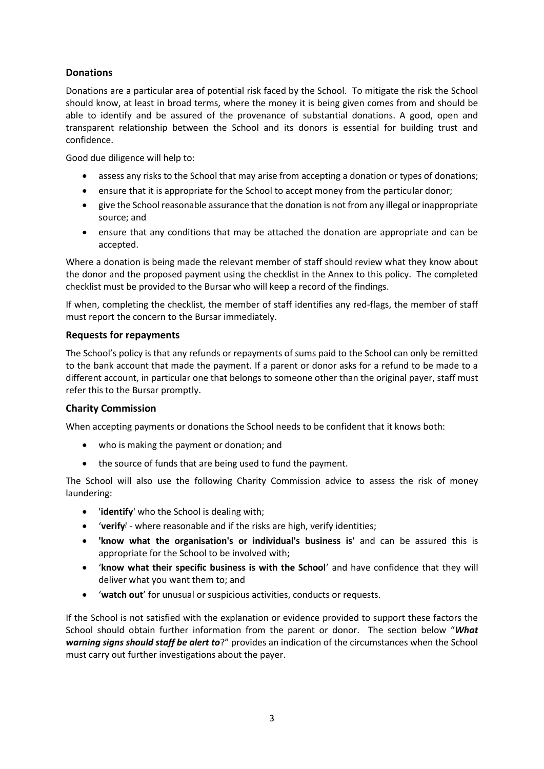## Donations

Donations are a particular area of potential risk faced by the School. To mitigate the risk the School should know, at least in broad terms, where the money it is being given comes from and should be able to identify and be assured of the provenance of substantial donations. A good, open and transparent relationship between the School and its donors is essential for building trust and confidence.

Good due diligence will help to:

- assess any risks to the School that may arise from accepting a donation or types of donations;
- ensure that it is appropriate for the School to accept money from the particular donor;
- give the School reasonable assurance that the donation is not from any illegal or inappropriate source; and
- ensure that any conditions that may be attached the donation are appropriate and can be accepted.

Where a donation is being made the relevant member of staff should review what they know about the donor and the proposed payment using the checklist in the Annex to this policy. The completed checklist must be provided to the Bursar who will keep a record of the findings.

If when, completing the checklist, the member of staff identifies any red-flags, the member of staff must report the concern to the Bursar immediately.

## Requests for repayments

The School's policy is that any refunds or repayments of sums paid to the School can only be remitted to the bank account that made the payment. If a parent or donor asks for a refund to be made to a different account, in particular one that belongs to someone other than the original payer, staff must refer this to the Bursar promptly.

## Charity Commission

When accepting payments or donations the School needs to be confident that it knows both:

- who is making the payment or donation; and
- the source of funds that are being used to fund the payment.

The School will also use the following Charity Commission advice to assess the risk of money laundering:

- '**identify**' who the School is dealing with;
- '**verify**' - where reasonable and if the risks are high, verify identities;
- **'know what the organisation's or individual's business is**' and can be assured this is appropriate for the School to be involved with;
- '**know what their specific business is with the School**' and have confidence that they will deliver what you want them to; and
- '**watch out**' for unusual or suspicious activities, conducts or requests.

If the School is not satisfied with the explanation or evidence provided to support these factors the School should obtain further information from the parent or donor. The section below "***What warning signs should staff be alert to***?" provides an indication of the circumstances when the School must carry out further investigations about the payer.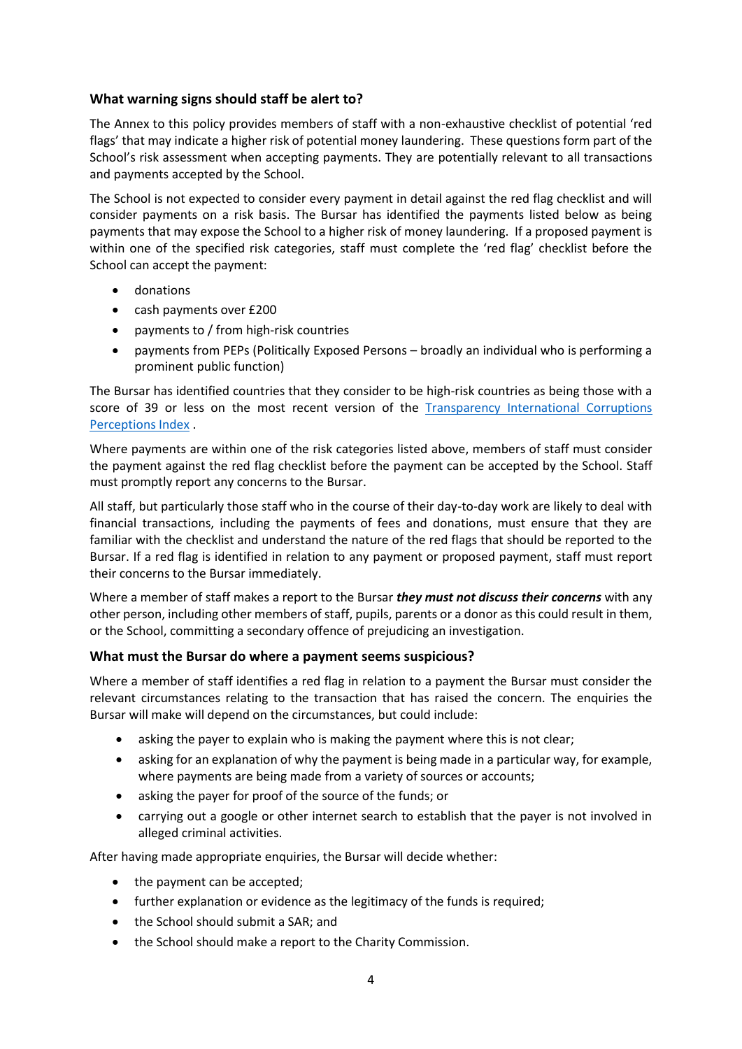### What warning signs should staff be alert to?

The Annex to this policy provides members of staff with a non-exhaustive checklist of potential 'red flags' that may indicate a higher risk of potential money laundering. These questions form part of the School's risk assessment when accepting payments. They are potentially relevant to all transactions and payments accepted by the School.

The School is not expected to consider every payment in detail against the red flag checklist and will consider payments on a risk basis. The Bursar has identified the payments listed below as being payments that may expose the School to a higher risk of money laundering. If a proposed payment is within one of the specified risk categories, staff must complete the 'red flag' checklist before the School can accept the payment:

- donations
- cash payments over £200
- payments to / from high-risk countries
- payments from PEPs (Politically Exposed Persons – broadly an individual who is performing a prominent public function)

The Bursar has identified countries that they consider to be high-risk countries as being those with a score of 39 or less on the most recent version of the [Transparency International Corruptions Perceptions Index](Transparency International Corruptions Perceptions Index) .

Where payments are within one of the risk categories listed above, members of staff must consider the payment against the red flag checklist before the payment can be accepted by the School. Staff must promptly report any concerns to the Bursar.

All staff, but particularly those staff who in the course of their day-to-day work are likely to deal with financial transactions, including the payments of fees and donations, must ensure that they are familiar with the checklist and understand the nature of the red flags that should be reported to the Bursar. If a red flag is identified in relation to any payment or proposed payment, staff must report their concerns to the Bursar immediately.

Where a member of staff makes a report to the Bursar ***they must not discuss their concerns*** with any other person, including other members of staff, pupils, parents or a donor as this could result in them, or the School, committing a secondary offence of prejudicing an investigation.

### What must the Bursar do where a payment seems suspicious?

Where a member of staff identifies a red flag in relation to a payment the Bursar must consider the relevant circumstances relating to the transaction that has raised the concern. The enquiries the Bursar will make will depend on the circumstances, but could include:

- asking the payer to explain who is making the payment where this is not clear;
- asking for an explanation of why the payment is being made in a particular way, for example, where payments are being made from a variety of sources or accounts;
- asking the payer for proof of the source of the funds; or
- carrying out a google or other internet search to establish that the payer is not involved in alleged criminal activities.

After having made appropriate enquiries, the Bursar will decide whether:

- the payment can be accepted;
- further explanation or evidence as the legitimacy of the funds is required;
- the School should submit a SAR; and
- the School should make a report to the Charity Commission.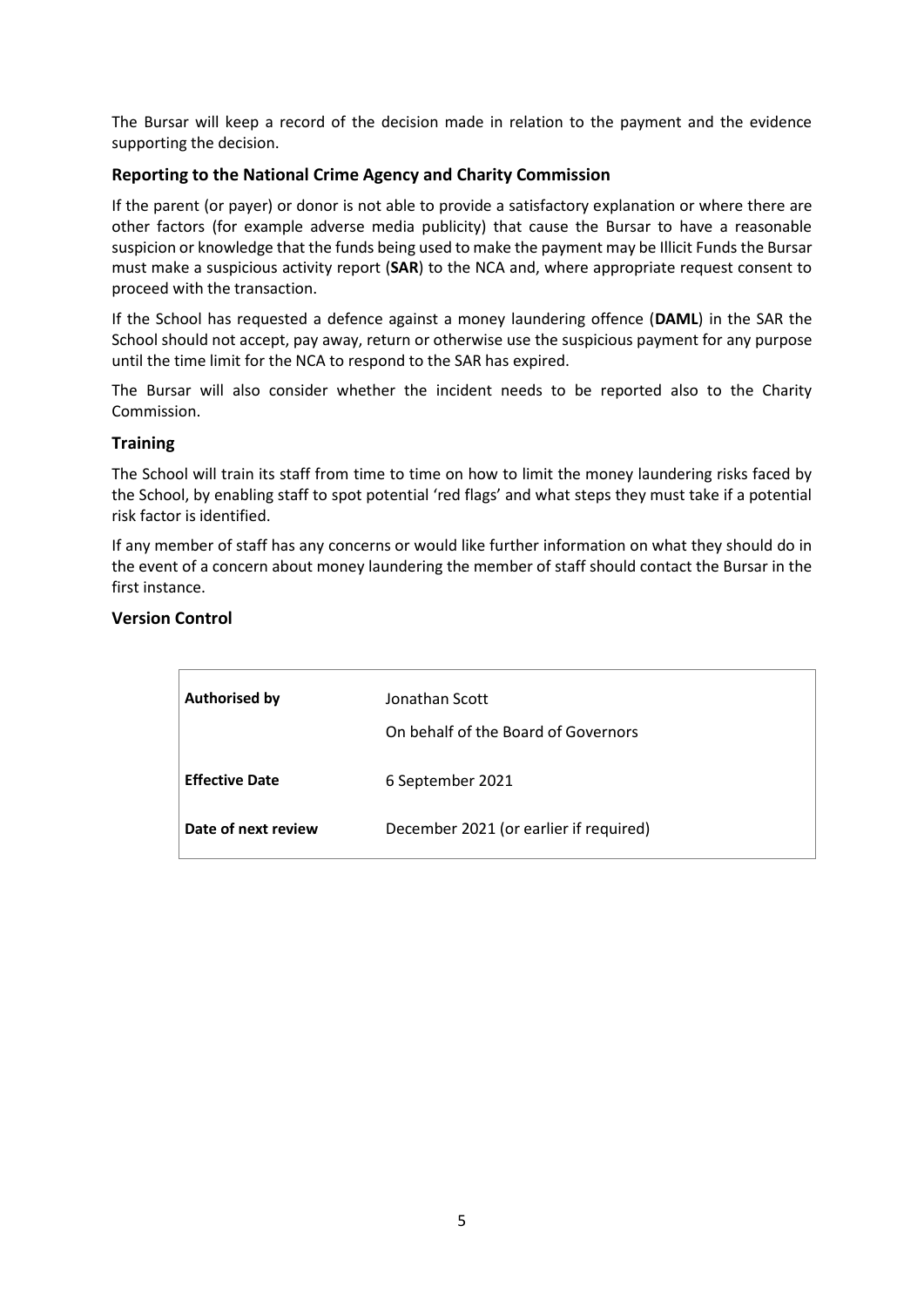The Bursar will keep a record of the decision made in relation to the payment and the evidence supporting the decision.

### Reporting to the National Crime Agency and Charity Commission

If the parent (or payer) or donor is not able to provide a satisfactory explanation or where there are other factors (for example adverse media publicity) that cause the Bursar to have a reasonable suspicion or knowledge that the funds being used to make the payment may be Illicit Funds the Bursar must make a suspicious activity report (**SAR**) to the NCA and, where appropriate request consent to proceed with the transaction.

If the School has requested a defence against a money laundering offence (**DAML**) in the SAR the School should not accept, pay away, return or otherwise use the suspicious payment for any purpose until the time limit for the NCA to respond to the SAR has expired.

The Bursar will also consider whether the incident needs to be reported also to the Charity Commission.

### Training

The School will train its staff from time to time on how to limit the money laundering risks faced by the School, by enabling staff to spot potential 'red flags' and what steps they must take if a potential risk factor is identified.

If any member of staff has any concerns or would like further information on what they should do in the event of a concern about money laundering the member of staff should contact the Bursar in the first instance.

### Version Control

| | |
|---|---|
| **Authorised by** | Jonathan Scott<br>On behalf of the Board of Governors |
| **Effective Date** | 6 September 2021 |
| **Date of next review** | December 2021 (or earlier if required) |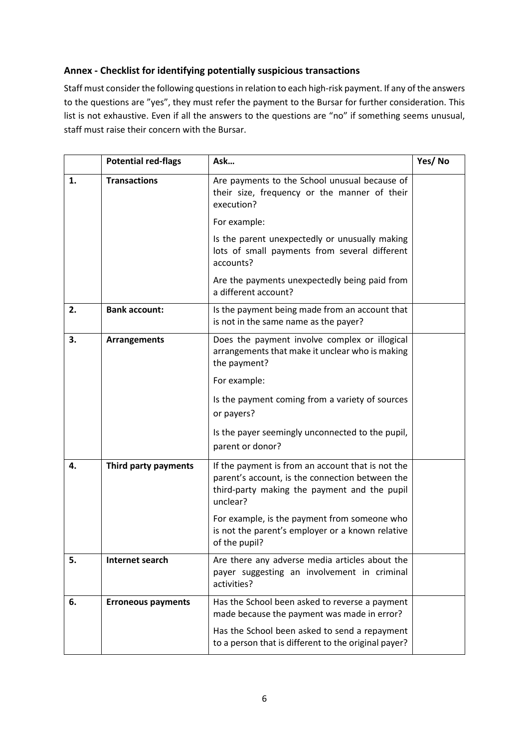### Annex - Checklist for identifying potentially suspicious transactions

Staff must consider the following questions in relation to each high-risk payment. If any of the answers to the questions are ”yes”, they must refer the payment to the Bursar for further consideration. This list is not exhaustive. Even if all the answers to the questions are “no” if something seems unusual, staff must raise their concern with the Bursar.

| | Potential red-flags | Ask… | Yes/ No |
|---|---|---|---|
| 1. | **Transactions** | Are payments to the School unusual because of their size, frequency or the manner of their execution?<br><br>For example:<br><br>Is the parent unexpectedly or unusually making lots of small payments from several different accounts?<br><br>Are the payments unexpectedly being paid from a different account? | |
| 2. | **Bank account:** | Is the payment being made from an account that is not in the same name as the payer? | |
| 3. | **Arrangements** | Does the payment involve complex or illogical arrangements that make it unclear who is making the payment?<br><br>For example:<br><br>Is the payment coming from a variety of sources or payers?<br><br>Is the payer seemingly unconnected to the pupil, parent or donor? | |
| 4. | **Third party payments** | If the payment is from an account that is not the parent’s account, is the connection between the third-party making the payment and the pupil unclear?<br><br>For example, is the payment from someone who is not the parent’s employer or a known relative of the pupil? | |
| 5. | **Internet search** | Are there any adverse media articles about the payer suggesting an involvement in criminal activities? | |
| 6. | **Erroneous payments** | Has the School been asked to reverse a payment made because the payment was made in error?<br><br>Has the School been asked to send a repayment to a person that is different to the original payer? | |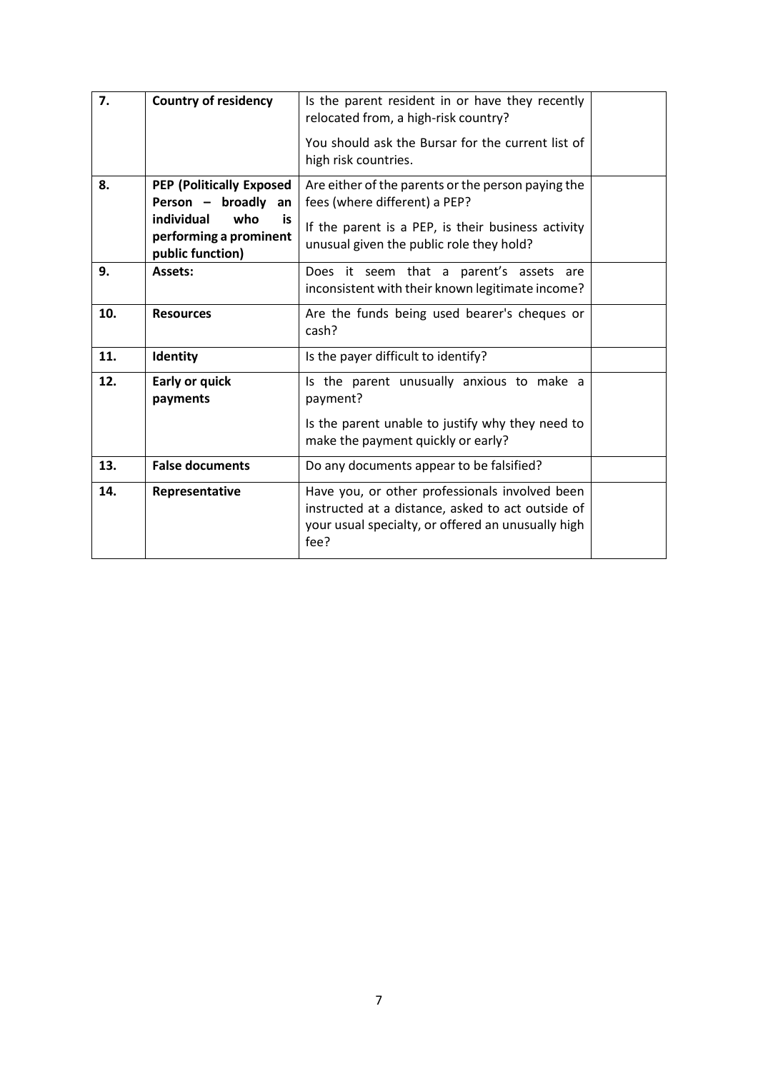| | | | |
|---|---|---|---|
| **7.** | **Country of residency** | Is the parent resident in or have they recently relocated from, a high-risk country?<br><br>You should ask the Bursar for the current list of high risk countries. | |
| **8.** | **PEP (Politically Exposed Person – broadly an individual who is performing a prominent public function)** | Are either of the parents or the person paying the fees (where different) a PEP?<br><br>If the parent is a PEP, is their business activity unusual given the public role they hold? | |
| **9.** | **Assets:** | Does it seem that a parent's assets are inconsistent with their known legitimate income? | |
| **10.** | **Resources** | Are the funds being used bearer's cheques or cash? | |
| **11.** | **Identity** | Is the payer difficult to identify? | |
| **12.** | **Early or quick payments** | Is the parent unusually anxious to make a payment?<br><br>Is the parent unable to justify why they need to make the payment quickly or early? | |
| **13.** | **False documents** | Do any documents appear to be falsified? | |
| **14.** | **Representative** | Have you, or other professionals involved been instructed at a distance, asked to act outside of your usual specialty, or offered an unusually high fee? | |